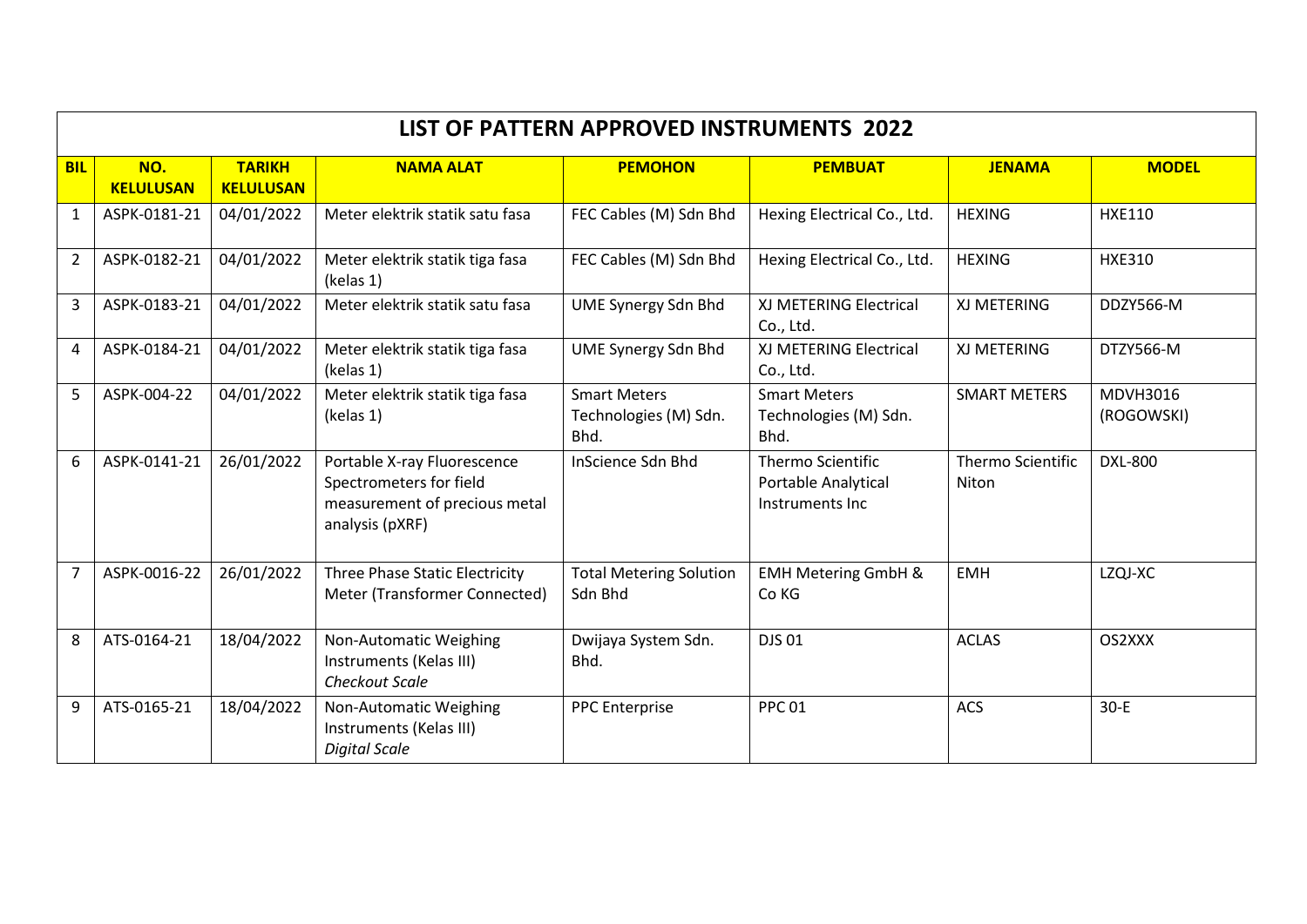# LIST OF PATTERN APPROVED INSTRUMENTS 2022

| BIL | NO. KELULUSAN | TARIKH KELULUSAN | NAMA ALAT | PEMOHON | PEMBUAT | JENAMA | MODEL |
|---|---|---|---|---|---|---|---|
| 1 | ASPK-0181-21 | 04/01/2022 | Meter elektrik statik satu fasa | FEC Cables (M) Sdn Bhd | Hexing Electrical Co., Ltd. | HEXING | HXE110 |
| 2 | ASPK-0182-21 | 04/01/2022 | Meter elektrik statik tiga fasa (kelas 1) | FEC Cables (M) Sdn Bhd | Hexing Electrical Co., Ltd. | HEXING | HXE310 |
| 3 | ASPK-0183-21 | 04/01/2022 | Meter elektrik statik satu fasa | UME Synergy Sdn Bhd | XJ METERING Electrical Co., Ltd. | XJ METERING | DDZY566-M |
| 4 | ASPK-0184-21 | 04/01/2022 | Meter elektrik statik tiga fasa (kelas 1) | UME Synergy Sdn Bhd | XJ METERING Electrical Co., Ltd. | XJ METERING | DTZY566-M |
| 5 | ASPK-004-22 | 04/01/2022 | Meter elektrik statik tiga fasa (kelas 1) | Smart Meters Technologies (M) Sdn. Bhd. | Smart Meters Technologies (M) Sdn. Bhd. | SMART METERS | MDVH3016 (ROGOWSKI) |
| 6 | ASPK-0141-21 | 26/01/2022 | Portable X-ray Fluorescence Spectrometers for field measurement of precious metal analysis (pXRF) | InScience Sdn Bhd | Thermo Scientific Portable Analytical Instruments Inc | Thermo Scientific Niton | DXL-800 |
| 7 | ASPK-0016-22 | 26/01/2022 | Three Phase Static Electricity Meter (Transformer Connected) | Total Metering Solution Sdn Bhd | EMH Metering GmbH & Co KG | EMH | LZQJ-XC |
| 8 | ATS-0164-21 | 18/04/2022 | Non-Automatic Weighing Instruments (Kelas III) *Checkout Scale* | Dwijaya System Sdn. Bhd. | DJS 01 | ACLAS | OS2XXX |
| 9 | ATS-0165-21 | 18/04/2022 | Non-Automatic Weighing Instruments (Kelas III) *Digital Scale* | PPC Enterprise | PPC 01 | ACS | 30-E |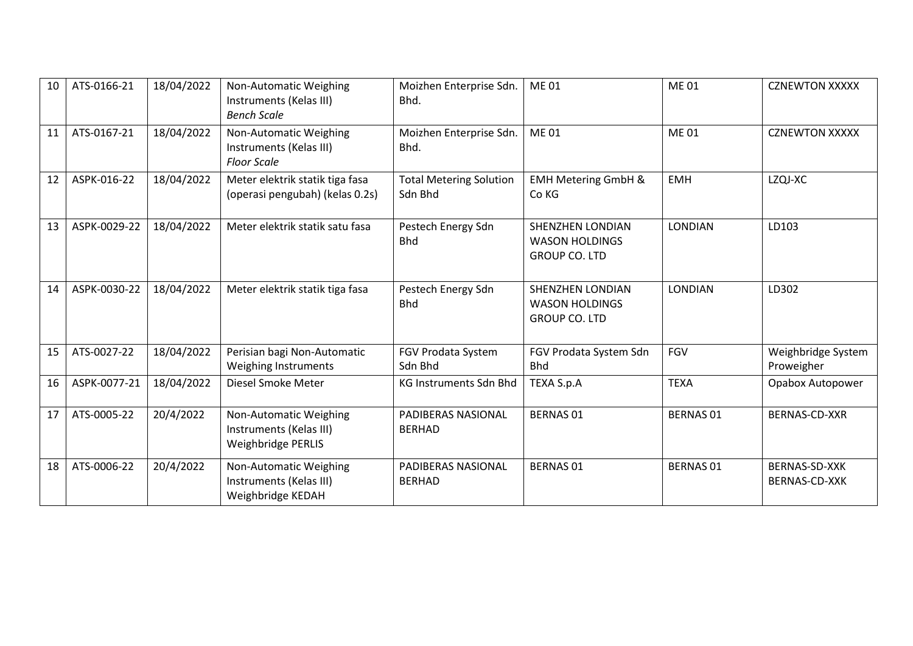| 10 | ATS-0166-21 | 18/04/2022 | Non-Automatic Weighing Instruments (Kelas III) *Bench Scale* | Moizhen Enterprise Sdn. Bhd. | ME 01 | ME 01 | CZNEWTON XXXXX |
|---|---|---|---|---|---|---|---|
| 11 | ATS-0167-21 | 18/04/2022 | Non-Automatic Weighing Instruments (Kelas III) *Floor Scale* | Moizhen Enterprise Sdn. Bhd. | ME 01 | ME 01 | CZNEWTON XXXXX |
| 12 | ASPK-016-22 | 18/04/2022 | Meter elektrik statik tiga fasa (operasi pengubah) (kelas 0.2s) | Total Metering Solution Sdn Bhd | EMH Metering GmbH & Co KG | EMH | LZQJ-XC |
| 13 | ASPK-0029-22 | 18/04/2022 | Meter elektrik statik satu fasa | Pestech Energy Sdn Bhd | SHENZHEN LONDIAN WASON HOLDINGS GROUP CO. LTD | LONDIAN | LD103 |
| 14 | ASPK-0030-22 | 18/04/2022 | Meter elektrik statik tiga fasa | Pestech Energy Sdn Bhd | SHENZHEN LONDIAN WASON HOLDINGS GROUP CO. LTD | LONDIAN | LD302 |
| 15 | ATS-0027-22 | 18/04/2022 | Perisian bagi Non-Automatic Weighing Instruments | FGV Prodata System Sdn Bhd | FGV Prodata System Sdn Bhd | FGV | Weighbridge System Proweigher |
| 16 | ASPK-0077-21 | 18/04/2022 | Diesel Smoke Meter | KG Instruments Sdn Bhd | TEXA S.p.A | TEXA | Opabox Autopower |
| 17 | ATS-0005-22 | 20/4/2022 | Non-Automatic Weighing Instruments (Kelas III) Weighbridge PERLIS | PADIBERAS NASIONAL BERHAD | BERNAS 01 | BERNAS 01 | BERNAS-CD-XXR |
| 18 | ATS-0006-22 | 20/4/2022 | Non-Automatic Weighing Instruments (Kelas III) Weighbridge KEDAH | PADIBERAS NASIONAL BERHAD | BERNAS 01 | BERNAS 01 | BERNAS-SD-XXK BERNAS-CD-XXK |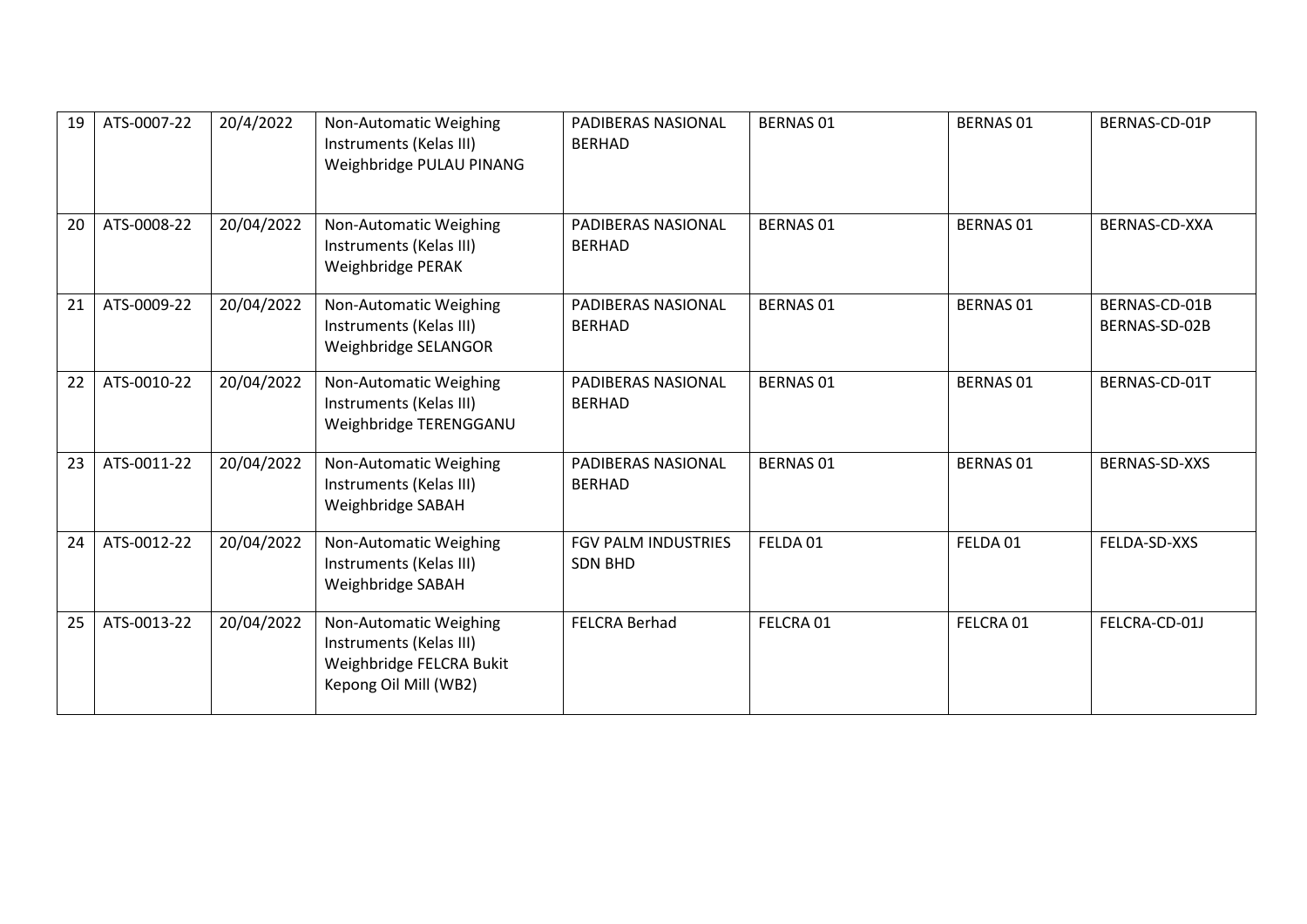| 19 | ATS-0007-22 | 20/4/2022 | Non-Automatic Weighing Instruments (Kelas III) Weighbridge PULAU PINANG | PADIBERAS NASIONAL BERHAD | BERNAS 01 | BERNAS 01 | BERNAS-CD-01P |
|---|---|---|---|---|---|---|---|
| 20 | ATS-0008-22 | 20/04/2022 | Non-Automatic Weighing Instruments (Kelas III) Weighbridge PERAK | PADIBERAS NASIONAL BERHAD | BERNAS 01 | BERNAS 01 | BERNAS-CD-XXA |
| 21 | ATS-0009-22 | 20/04/2022 | Non-Automatic Weighing Instruments (Kelas III) Weighbridge SELANGOR | PADIBERAS NASIONAL BERHAD | BERNAS 01 | BERNAS 01 | BERNAS-CD-01B BERNAS-SD-02B |
| 22 | ATS-0010-22 | 20/04/2022 | Non-Automatic Weighing Instruments (Kelas III) Weighbridge TERENGGANU | PADIBERAS NASIONAL BERHAD | BERNAS 01 | BERNAS 01 | BERNAS-CD-01T |
| 23 | ATS-0011-22 | 20/04/2022 | Non-Automatic Weighing Instruments (Kelas III) Weighbridge SABAH | PADIBERAS NASIONAL BERHAD | BERNAS 01 | BERNAS 01 | BERNAS-SD-XXS |
| 24 | ATS-0012-22 | 20/04/2022 | Non-Automatic Weighing Instruments (Kelas III) Weighbridge SABAH | FGV PALM INDUSTRIES SDN BHD | FELDA 01 | FELDA 01 | FELDA-SD-XXS |
| 25 | ATS-0013-22 | 20/04/2022 | Non-Automatic Weighing Instruments (Kelas III) Weighbridge FELCRA Bukit Kepong Oil Mill (WB2) | FELCRA Berhad | FELCRA 01 | FELCRA 01 | FELCRA-CD-01J |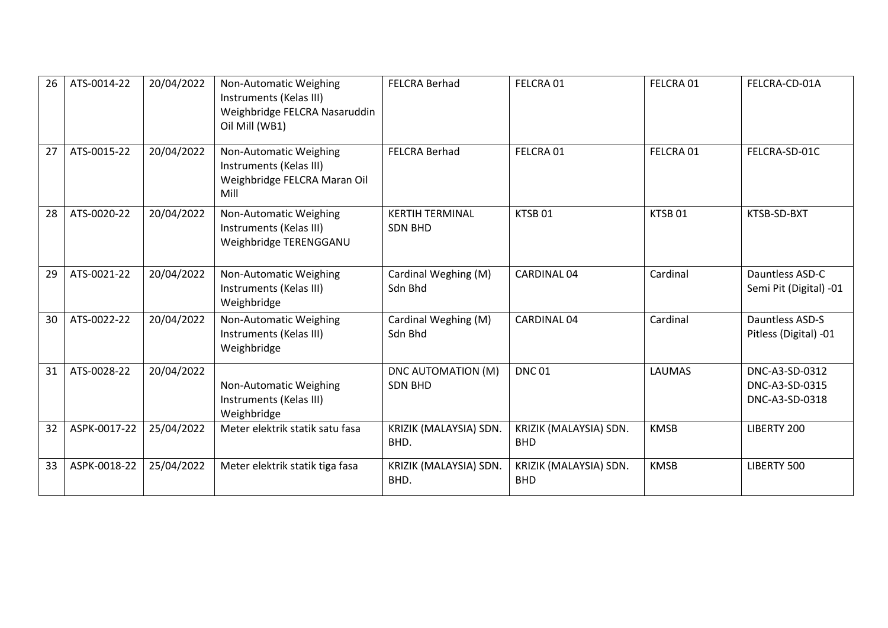| | | | | | | | |
|---|---|---|---|---|---|---|---|
| 26 | ATS-0014-22 | 20/04/2022 | Non-Automatic Weighing Instruments (Kelas III) Weighbridge FELCRA Nasaruddin Oil Mill (WB1) | FELCRA Berhad | FELCRA 01 | FELCRA 01 | FELCRA-CD-01A |
| 27 | ATS-0015-22 | 20/04/2022 | Non-Automatic Weighing Instruments (Kelas III) Weighbridge FELCRA Maran Oil Mill | FELCRA Berhad | FELCRA 01 | FELCRA 01 | FELCRA-SD-01C |
| 28 | ATS-0020-22 | 20/04/2022 | Non-Automatic Weighing Instruments (Kelas III) Weighbridge TERENGGANU | KERTIH TERMINAL SDN BHD | KTSB 01 | KTSB 01 | KTSB-SD-BXT |
| 29 | ATS-0021-22 | 20/04/2022 | Non-Automatic Weighing Instruments (Kelas III) Weighbridge | Cardinal Weghing (M) Sdn Bhd | CARDINAL 04 | Cardinal | Dauntless ASD-C Semi Pit (Digital) -01 |
| 30 | ATS-0022-22 | 20/04/2022 | Non-Automatic Weighing Instruments (Kelas III) Weighbridge | Cardinal Weghing (M) Sdn Bhd | CARDINAL 04 | Cardinal | Dauntless ASD-S Pitless (Digital) -01 |
| 31 | ATS-0028-22 | 20/04/2022 | Non-Automatic Weighing Instruments (Kelas III) Weighbridge | DNC AUTOMATION (M) SDN BHD | DNC 01 | LAUMAS | DNC-A3-SD-0312 DNC-A3-SD-0315 DNC-A3-SD-0318 |
| 32 | ASPK-0017-22 | 25/04/2022 | Meter elektrik statik satu fasa | KRIZIK (MALAYSIA) SDN. BHD. | KRIZIK (MALAYSIA) SDN. BHD | KMSB | LIBERTY 200 |
| 33 | ASPK-0018-22 | 25/04/2022 | Meter elektrik statik tiga fasa | KRIZIK (MALAYSIA) SDN. BHD. | KRIZIK (MALAYSIA) SDN. BHD | KMSB | LIBERTY 500 |